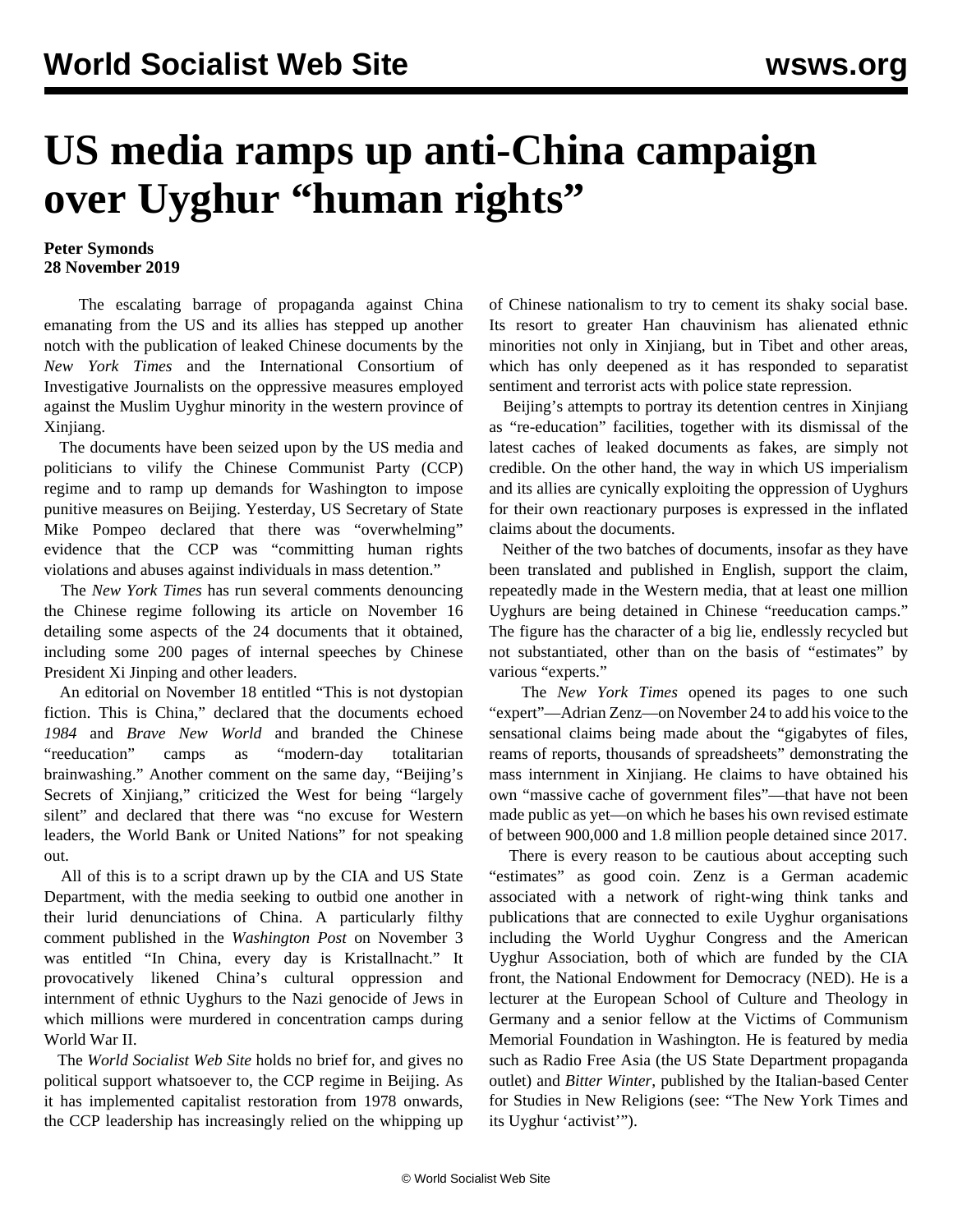# US media ramps up anti-China campaign over Uyghur "human rights"

**Peter Symonds**
**28 November 2019**

The escalating barrage of propaganda against China emanating from the US and its allies has stepped up another notch with the publication of leaked Chinese documents by the *New York Times* and the International Consortium of Investigative Journalists on the oppressive measures employed against the Muslim Uyghur minority in the western province of Xinjiang.

The documents have been seized upon by the US media and politicians to vilify the Chinese Communist Party (CCP) regime and to ramp up demands for Washington to impose punitive measures on Beijing. Yesterday, US Secretary of State Mike Pompeo declared that there was "overwhelming" evidence that the CCP was "committing human rights violations and abuses against individuals in mass detention."

The *New York Times* has run several comments denouncing the Chinese regime following its article on November 16 detailing some aspects of the 24 documents that it obtained, including some 200 pages of internal speeches by Chinese President Xi Jinping and other leaders.

An editorial on November 18 entitled "This is not dystopian fiction. This is China," declared that the documents echoed *1984* and *Brave New World* and branded the Chinese "reeducation" camps as "modern-day totalitarian brainwashing." Another comment on the same day, "Beijing's Secrets of Xinjiang," criticized the West for being "largely silent" and declared that there was "no excuse for Western leaders, the World Bank or United Nations" for not speaking out.

All of this is to a script drawn up by the CIA and US State Department, with the media seeking to outbid one another in their lurid denunciations of China. A particularly filthy comment published in the *Washington Post* on November 3 was entitled "In China, every day is Kristallnacht." It provocatively likened China's cultural oppression and internment of ethnic Uyghurs to the Nazi genocide of Jews in which millions were murdered in concentration camps during World War II.

The *World Socialist Web Site* holds no brief for, and gives no political support whatsoever to, the CCP regime in Beijing. As it has implemented capitalist restoration from 1978 onwards, the CCP leadership has increasingly relied on the whipping up of Chinese nationalism to try to cement its shaky social base. Its resort to greater Han chauvinism has alienated ethnic minorities not only in Xinjiang, but in Tibet and other areas, which has only deepened as it has responded to separatist sentiment and terrorist acts with police state repression.

Beijing's attempts to portray its detention centres in Xinjiang as "re-education" facilities, together with its dismissal of the latest caches of leaked documents as fakes, are simply not credible. On the other hand, the way in which US imperialism and its allies are cynically exploiting the oppression of Uyghurs for their own reactionary purposes is expressed in the inflated claims about the documents.

Neither of the two batches of documents, insofar as they have been translated and published in English, support the claim, repeatedly made in the Western media, that at least one million Uyghurs are being detained in Chinese "reeducation camps." The figure has the character of a big lie, endlessly recycled but not substantiated, other than on the basis of "estimates" by various "experts."

The *New York Times* opened its pages to one such "expert"—Adrian Zenz—on November 24 to add his voice to the sensational claims being made about the "gigabytes of files, reams of reports, thousands of spreadsheets" demonstrating the mass internment in Xinjiang. He claims to have obtained his own "massive cache of government files"—that have not been made public as yet—on which he bases his own revised estimate of between 900,000 and 1.8 million people detained since 2017.

There is every reason to be cautious about accepting such "estimates" as good coin. Zenz is a German academic associated with a network of right-wing think tanks and publications that are connected to exile Uyghur organisations including the World Uyghur Congress and the American Uyghur Association, both of which are funded by the CIA front, the National Endowment for Democracy (NED). He is a lecturer at the European School of Culture and Theology in Germany and a senior fellow at the Victims of Communism Memorial Foundation in Washington. He is featured by media such as Radio Free Asia (the US State Department propaganda outlet) and *Bitter Winter*, published by the Italian-based Center for Studies in New Religions (see: "The New York Times and its Uyghur 'activist'").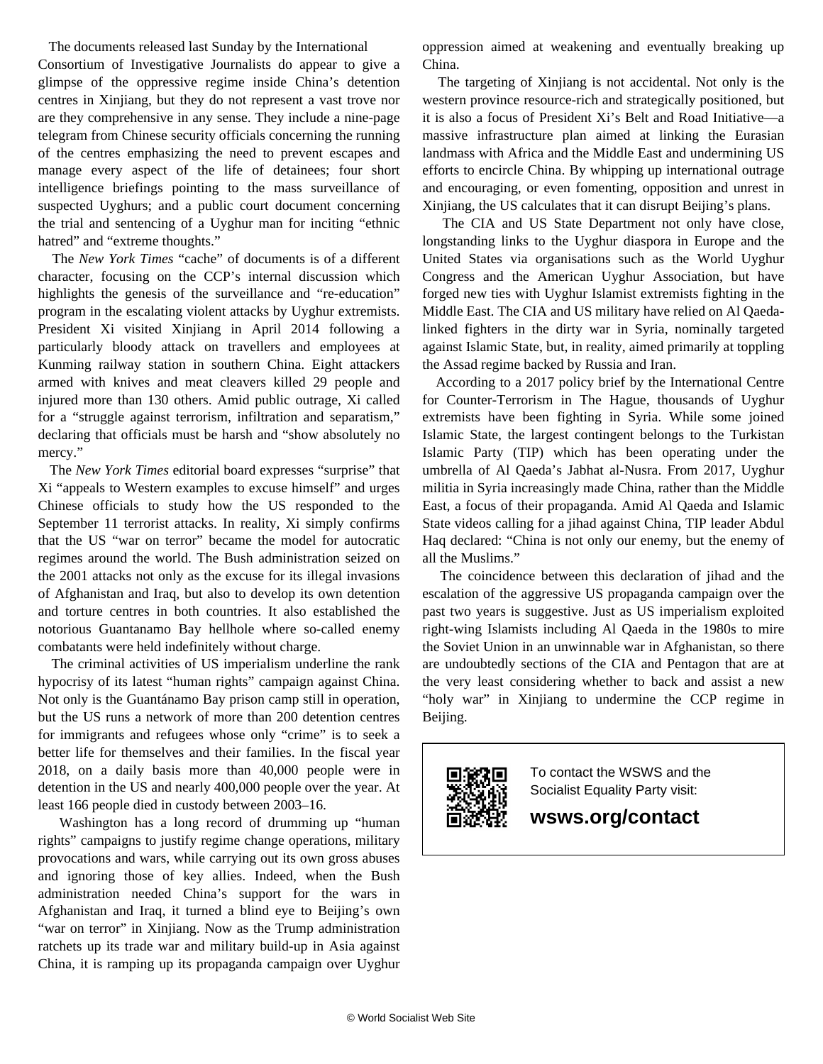The documents released last Sunday by the International Consortium of Investigative Journalists do appear to give a glimpse of the oppressive regime inside China's detention centres in Xinjiang, but they do not represent a vast trove nor are they comprehensive in any sense. They include a nine-page telegram from Chinese security officials concerning the running of the centres emphasizing the need to prevent escapes and manage every aspect of the life of detainees; four short intelligence briefings pointing to the mass surveillance of suspected Uyghurs; and a public court document concerning the trial and sentencing of a Uyghur man for inciting "ethnic hatred" and "extreme thoughts."

The *New York Times* "cache" of documents is of a different character, focusing on the CCP's internal discussion which highlights the genesis of the surveillance and "re-education" program in the escalating violent attacks by Uyghur extremists. President Xi visited Xinjiang in April 2014 following a particularly bloody attack on travellers and employees at Kunming railway station in southern China. Eight attackers armed with knives and meat cleavers killed 29 people and injured more than 130 others. Amid public outrage, Xi called for a "struggle against terrorism, infiltration and separatism," declaring that officials must be harsh and "show absolutely no mercy."

The *New York Times* editorial board expresses "surprise" that Xi "appeals to Western examples to excuse himself" and urges Chinese officials to study how the US responded to the September 11 terrorist attacks. In reality, Xi simply confirms that the US "war on terror" became the model for autocratic regimes around the world. The Bush administration seized on the 2001 attacks not only as the excuse for its illegal invasions of Afghanistan and Iraq, but also to develop its own detention and torture centres in both countries. It also established the notorious Guantanamo Bay hellhole where so-called enemy combatants were held indefinitely without charge.

The criminal activities of US imperialism underline the rank hypocrisy of its latest "human rights" campaign against China. Not only is the Guantánamo Bay prison camp still in operation, but the US runs a network of more than 200 detention centres for immigrants and refugees whose only "crime" is to seek a better life for themselves and their families. In the fiscal year 2018, on a daily basis more than 40,000 people were in detention in the US and nearly 400,000 people over the year. At least 166 people died in custody between 2003–16.

Washington has a long record of drumming up "human rights" campaigns to justify regime change operations, military provocations and wars, while carrying out its own gross abuses and ignoring those of key allies. Indeed, when the Bush administration needed China's support for the wars in Afghanistan and Iraq, it turned a blind eye to Beijing's own "war on terror" in Xinjiang. Now as the Trump administration ratchets up its trade war and military build-up in Asia against China, it is ramping up its propaganda campaign over Uyghur oppression aimed at weakening and eventually breaking up China.

The targeting of Xinjiang is not accidental. Not only is the western province resource-rich and strategically positioned, but it is also a focus of President Xi's Belt and Road Initiative—a massive infrastructure plan aimed at linking the Eurasian landmass with Africa and the Middle East and undermining US efforts to encircle China. By whipping up international outrage and encouraging, or even fomenting, opposition and unrest in Xinjiang, the US calculates that it can disrupt Beijing's plans.

The CIA and US State Department not only have close, longstanding links to the Uyghur diaspora in Europe and the United States via organisations such as the World Uyghur Congress and the American Uyghur Association, but have forged new ties with Uyghur Islamist extremists fighting in the Middle East. The CIA and US military have relied on Al Qaeda-linked fighters in the dirty war in Syria, nominally targeted against Islamic State, but, in reality, aimed primarily at toppling the Assad regime backed by Russia and Iran.

According to a 2017 policy brief by the International Centre for Counter-Terrorism in The Hague, thousands of Uyghur extremists have been fighting in Syria. While some joined Islamic State, the largest contingent belongs to the Turkistan Islamic Party (TIP) which has been operating under the umbrella of Al Qaeda's Jabhat al-Nusra. From 2017, Uyghur militia in Syria increasingly made China, rather than the Middle East, a focus of their propaganda. Amid Al Qaeda and Islamic State videos calling for a jihad against China, TIP leader Abdul Haq declared: "China is not only our enemy, but the enemy of all the Muslims."

The coincidence between this declaration of jihad and the escalation of the aggressive US propaganda campaign over the past two years is suggestive. Just as US imperialism exploited right-wing Islamists including Al Qaeda in the 1980s to mire the Soviet Union in an unwinnable war in Afghanistan, so there are undoubtedly sections of the CIA and Pentagon that are at the very least considering whether to back and assist a new "holy war" in Xinjiang to undermine the CCP regime in Beijing.

To contact the WSWS and the Socialist Equality Party visit:

**wsws.org/contact**